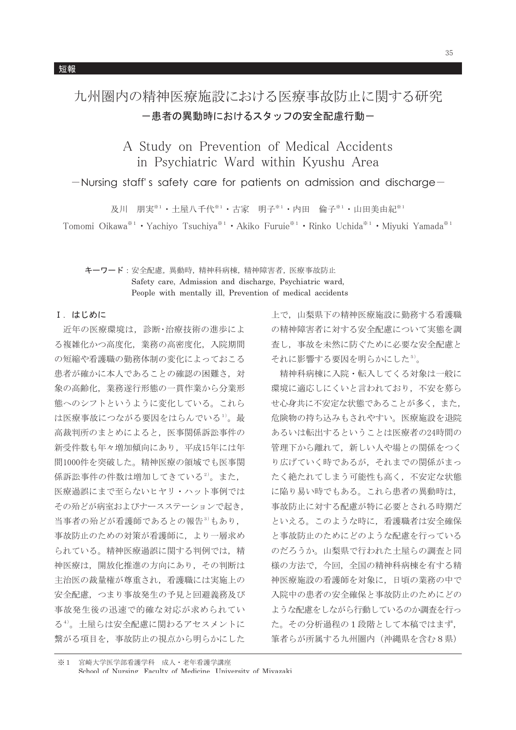短報

# 九州圏内の精神医療施設における医療事故防止に関する研究

## ー患者の異動時におけるスタッフの安全配慮行動ー

# A Study on Prevention of Medical Accidents in Psychiatric Ward within Kyushu Area

## ーNursing staff' s safety care for patients on admission and dischargeー

及川　朋実[※1]・土屋八千代[※1]・古家　明子[※1]・内田　倫子[※1]・山田美由紀[※1]

Tomomi Oikawa[※1]・Yachiyo Tsuchiya[※1]・Akiko Furuie[※1]・Rinko Uchida[※1]・Miyuki Yamada[※1]

**キーワード**：安全配慮，異動時，精神科病棟，精神障害者，医療事故防止
Safety care, Admission and discharge, Psychiatric ward, People with mentally ill, Prevention of medical accidents

## Ⅰ．はじめに

近年の医療環境は，診断･治療技術の進歩による複雑化かつ高度化，業務の高密度化，入院期間の短縮や看護職の勤務体制の変化によっておこる患者が確かに本人であることの確認の困難さ，対象の高齢化，業務遂行形態の一貫作業から分業形態へのシフトというように変化している。これらは医療事故につながる要因をはらんでいる[1)]。最高裁判所のまとめによると，医事関係訴訟事件の新受件数も年々増加傾向にあり，平成15年には年間1000件を突破した。精神医療の領域でも医事関係訴訟事件の件数は増加してきている[2)]。また，医療過誤にまで至らないヒヤリ・ハット事例ではその殆どが病室およびナースステーションで起き，当事者の殆どが看護師であるとの報告[3)]もあり，事故防止のための対策が看護師に，より一層求められている。精神医療過誤に関する判例では，精神医療は，開放化推進の方向にあり，その判断は主治医の裁量権が尊重され，看護職には実施上の安全配慮，つまり事故発生の予見と回避義務及び事故発生後の迅速で的確な対応が求められている[4)]。土屋らは安全配慮に関わるアセスメントに繋がる項目を，事故防止の視点から明らかにした上で，山梨県下の精神医療施設に勤務する看護職の精神障害者に対する安全配慮について実態を調査し，事故を未然に防ぐために必要な安全配慮とそれに影響する要因を明らかにした[5)]。

精神科病棟に入院・転入してくる対象は一般に環境に適応しにくいと言われており，不安を募らせ心身共に不安定な状態であることが多く，また，危険物の持ち込みもされやすい。医療施設を退院あるいは転出するということは医療者の24時間の管理下から離れて，新しい人や場との関係をつくり広げていく時であるが，それまでの関係がまったく絶たれてしまう可能性も高く，不安定な状態に陥り易い時でもある。これら患者の異動時は，事故防止に対する配慮が特に必要とされる時期だといえる。このような時に，看護職者は安全確保と事故防止のためにどのような配慮を行っているのだろうか。山梨県で行われた土屋らの調査と同様の方法で，今回，全国の精神科病棟を有する精神医療施設の看護師を対象に，日頃の業務の中で入院中の患者の安全確保と事故防止のためにどのような配慮をしながら行動しているのか調査を行った。その分析過程の１段階として本稿ではまず，筆者らが所属する九州圏内（沖縄県を含む８県）

※1　宮崎大学医学部看護学科　成人・老年看護学講座
School of Nursing, Faculty of Medicine, University of Miyazaki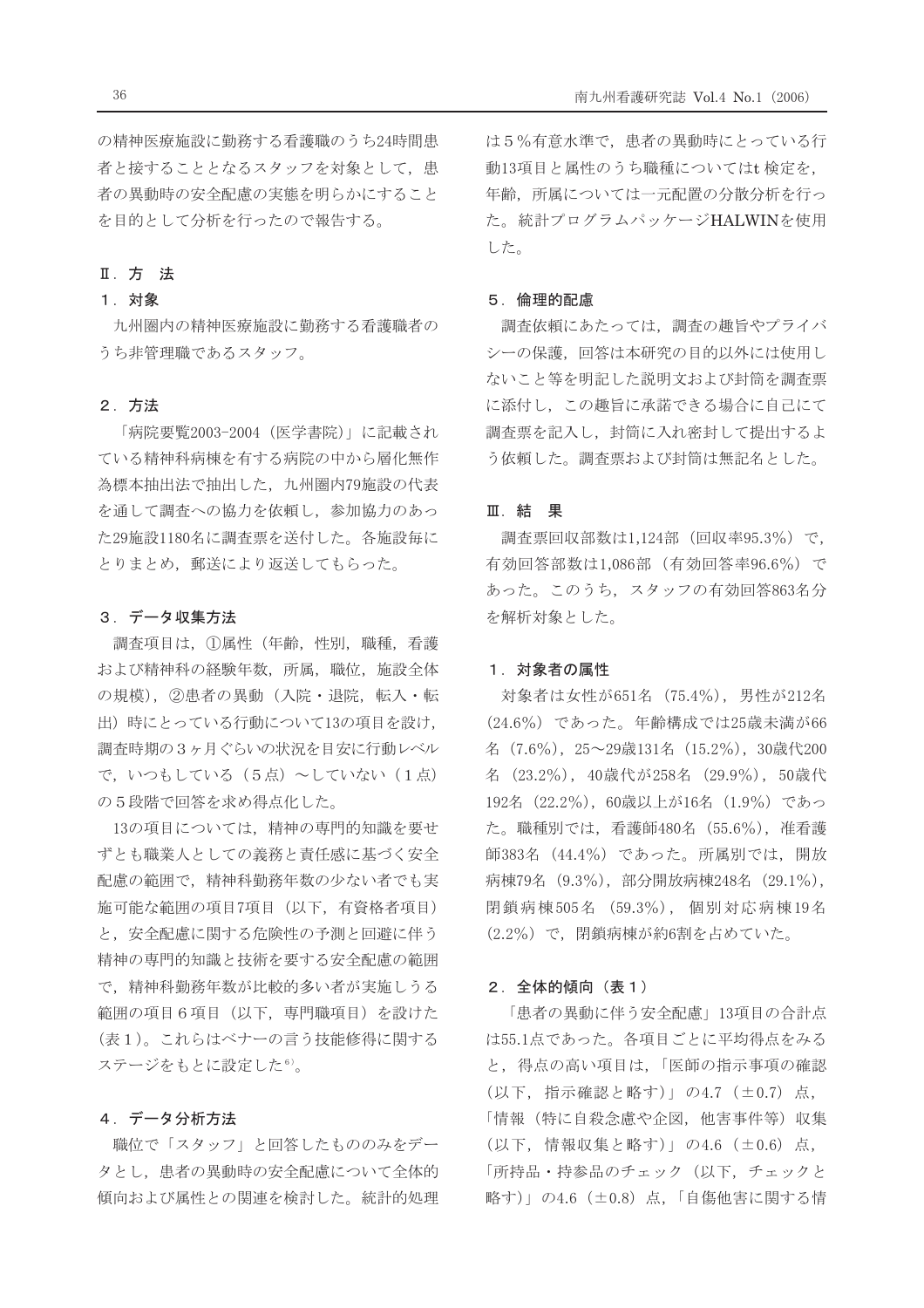の精神医療施設に勤務する看護職のうち24時間患者と接することとなるスタッフを対象として，患者の異動時の安全配慮の実態を明らかにすることを目的として分析を行ったので報告する。

## Ⅱ．方　法

### 1．対象

九州圏内の精神医療施設に勤務する看護職者のうち非管理職であるスタッフ。

### 2．方法

「病院要覧2003-2004（医学書院）」に記載されている精神科病棟を有する病院の中から層化無作為標本抽出法で抽出した，九州圏内79施設の代表を通して調査への協力を依頼し，参加協力のあった29施設1180名に調査票を送付した。各施設毎にとりまとめ，郵送により返送してもらった。

### 3．データ収集方法

調査項目は，①属性（年齢，性別，職種，看護および精神科の経験年数，所属，職位，施設全体の規模），②患者の異動（入院・退院，転入・転出）時にとっている行動について13の項目を設け，調査時期の３ヶ月ぐらいの状況を目安に行動レベルで，いつもしている（５点）〜していない（１点）の５段階で回答を求め得点化した。

13の項目については，精神の専門的知識を要せずとも職業人としての義務と責任感に基づく安全配慮の範囲で，精神科勤務年数の少ない者でも実施可能な範囲の項目7項目（以下，有資格者項目）と，安全配慮に関する危険性の予測と回避に伴う精神の専門的知識と技術を要する安全配慮の範囲で，精神科勤務年数が比較的多い者が実施しうる範囲の項目６項目（以下，専門職項目）を設けた（表１）。これらはベナーの言う技能修得に関するステージをもとに設定した[6]。

### 4．データ分析方法

職位で「スタッフ」と回答したもののみをデータとし，患者の異動時の安全配慮について全体的傾向および属性との関連を検討した。統計的処理は５％有意水準で，患者の異動時にとっている行動13項目と属性のうち職種についてはt 検定を，年齢，所属については一元配置の分散分析を行った。統計プログラムパッケージHALWINを使用した。

### 5．倫理的配慮

調査依頼にあたっては，調査の趣旨やプライバシーの保護，回答は本研究の目的以外には使用しないこと等を明記した説明文および封筒を調査票に添付し，この趣旨に承諾できる場合に自己にて調査票を記入し，封筒に入れ密封して提出するよう依頼した。調査票および封筒は無記名とした。

## Ⅲ．結　果

調査票回収部数は1,124部（回収率95.3%）で，有効回答部数は1,086部（有効回答率96.6%）であった。このうち，スタッフの有効回答863名分を解析対象とした。

### 1．対象者の属性

対象者は女性が651名（75.4%），男性が212名（24.6%）であった。年齢構成では25歳未満が66名（7.6%），25〜29歳131名（15.2%），30歳代200名（23.2%），40歳代が258名（29.9%），50歳代192名（22.2%），60歳以上が16名（1.9%）であった。職種別では，看護師480名（55.6%），准看護師383名（44.4%）であった。所属別では，開放病棟79名（9.3%），部分開放病棟248名（29.1%），閉鎖病棟505名（59.3%），個別対応病棟19名（2.2%）で，閉鎖病棟が約6割を占めていた。

### 2．全体的傾向（表１）

「患者の異動に伴う安全配慮」13項目の合計点は55.1点であった。各項目ごとに平均得点をみると，得点の高い項目は，「医師の指示事項の確認（以下，指示確認と略す）」の4.7（±0.7）点，「情報（特に自殺念慮や企図，他害事件等）収集（以下，情報収集と略す）」の4.6（±0.6）点，「所持品・持参品のチェック（以下，チェックと略す）」の4.6（±0.8）点，「自傷他害に関する情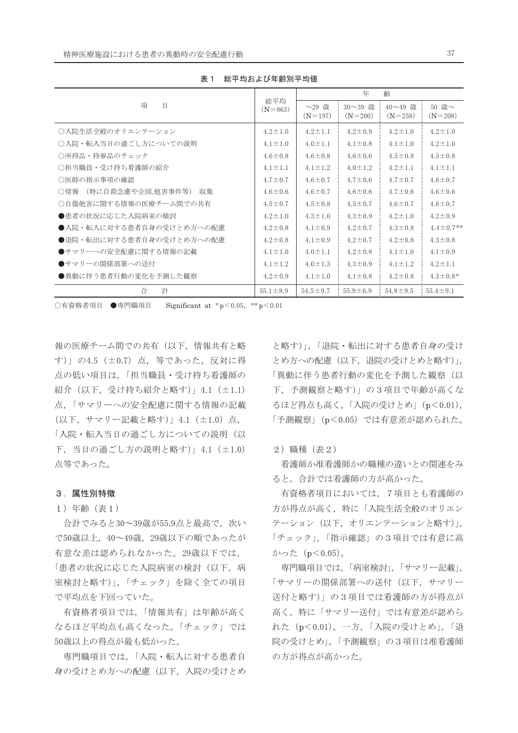表１　総平均および年齢別平均値

| 項　　目 | 総平均 (N=863) | 年　　齢 | | | |
|---|---|---|---|---|---|
| | | ～29 歳 (N=197) | 30～39 歳 (N=200) | 40～49 歳 (N=258) | 50 歳～ (N=208) |
| ○入院生活全般のオリエンテーション | 4.2±1.0 | 4.2±1.1 | 4.2±0.9 | 4.2±1.0 | 4.2±1.0 |
| ○入院・転入当日の過ごし方についての説明 | 4.1±1.0 | 4.0±1.1 | 4.1±0.8 | 4.1±1.0 | 4.2±1.0 |
| ○所持品・持参品のチェック | 4.6±0.8 | 4.6±0.8 | 4.6±0.6 | 4.5±0.8 | 4.5±0.8 |
| ○担当職員・受け持ち看護師の紹介 | 4.1±1.1 | 4.1±1.2 | 4.0±1.2 | 4.2±1.1 | 4.1±1.1 |
| ○医師の指示事項の確認 | 4.7±0.7 | 4.6±0.7 | 4.7±0.6 | 4.7±0.7 | 4.6±0.7 |
| ○情報（特に自殺念慮や企図,他害事件等）収集 | 4.6±0.6 | 4.6±0.7 | 4.6±0.6 | 4.7±0.6 | 4.6±0.6 |
| ○自傷他害に関する情報の医療チーム間での共有 | 4.5±0.7 | 4.5±0.8 | 4.5±0.7 | 4.6±0.7 | 4.6±0.7 |
| ●患者の状況に応じた入院病室の検討 | 4.2±1.0 | 4.3±1.0 | 4.3±0.9 | 4.2±1.0 | 4.2±0.9 |
| ●入院・転入に対する患者自身の受けとめ方への配慮 | 4.2±0.8 | 4.1±0.9 | 4.2±0.7 | 4.3±0.8 | 4.4±0.7** |
| ●退院・転出に対する患者自身の受けとめ方への配慮 | 4.2±0.8 | 4.1±0.9 | 4.2±0.7 | 4.2±0.8 | 4.3±0.8 |
| ●サマリーへの安全配慮に関する情報の記載 | 4.1±1.0 | 4.0±1.1 | 4.2±0.8 | 4.1±1.0 | 4.1±0.9 |
| ●サマリーの関係部署への送付 | 4.1±1.2 | 4.0±1.3 | 4.3±0.9 | 4.1±1.2 | 4.2±1.1 |
| ●異動に伴う患者行動の変化を予測した観察 | 4.2±0.9 | 4.1±1.0 | 4.1±0.8 | 4.2±0.8 | 4.3±0.8* |
| 合　　計 | 55.1±8.9 | 54.5±9.7 | 55.9±6.9 | 54.8±9.5 | 55.4±9.1 |

○有資格者項目　●専門職項目　　Significant at $*p<0.05$, $**p<0.01$

報の医療チーム間での共有（以下，情報共有と略す）」の4.5（±0.7）点，等であった。反対に得点の低い項目は，「担当職員・受け持ち看護師の紹介（以下，受け持ち紹介と略す）」4.1（±1.1）点，「サマリーへの安全配慮に関する情報の記載（以下，サマリー記載と略す）」4.1（±1.0）点，「入院・転入当日の過ごし方についての説明（以下，当日の過ごし方の説明と略す）」4.1（±1.0）点等であった。

### 3．属性別特徴

1）年齢（表１）

合計でみると30～39歳が55.9点と最高で，次いで50歳以上，40～49歳，29歳以下の順であったが有意な差は認められなかった。29歳以下では，「患者の状況に応じた入院病室の検討（以下，病室検討と略す）」，「チェック」を除く全ての項目で平均点を下回っていた。

有資格者項目では，「情報共有」は年齢が高くなるほど平均点も高くなった。「チェック」では50歳以上の得点が最も低かった。

専門職項目では，「入院・転入に対する患者自身の受けとめ方への配慮（以下，入院の受けとめと略す）」，「退院・転出に対する患者自身の受けとめ方への配慮（以下，退院の受けとめと略す）」，「異動に伴う患者行動の変化を予測した観察（以下，予測観察と略す）」の３項目で年齢が高くなるほど得点も高く，「入院の受けとめ」（$p<0.01$），「予測観察」（$p<0.05$）では有意差が認められた。

2）職種（表２）

看護師か准看護師かの職種の違いとの関連をみると，合計では看護師の方が高かった。

有資格者項目においては，７項目とも看護師の方が得点が高く，特に「入院生活全般のオリエンテーション（以下，オリエンテーションと略す）」，「チェック」，「指示確認」の３項目では有意に高かった（$p<0.05$）。

専門職項目では，「病室検討」，「サマリー記載」，「サマリーの関係部署への送付（以下，サマリー送付と略す）」の３項目では看護師の方が得点が高く，特に「サマリー送付」では有意差が認められた（$p<0.01$）。一方，「入院の受けとめ」，「退院の受けとめ」，「予測観察」の３項目は准看護師の方が得点が高かった。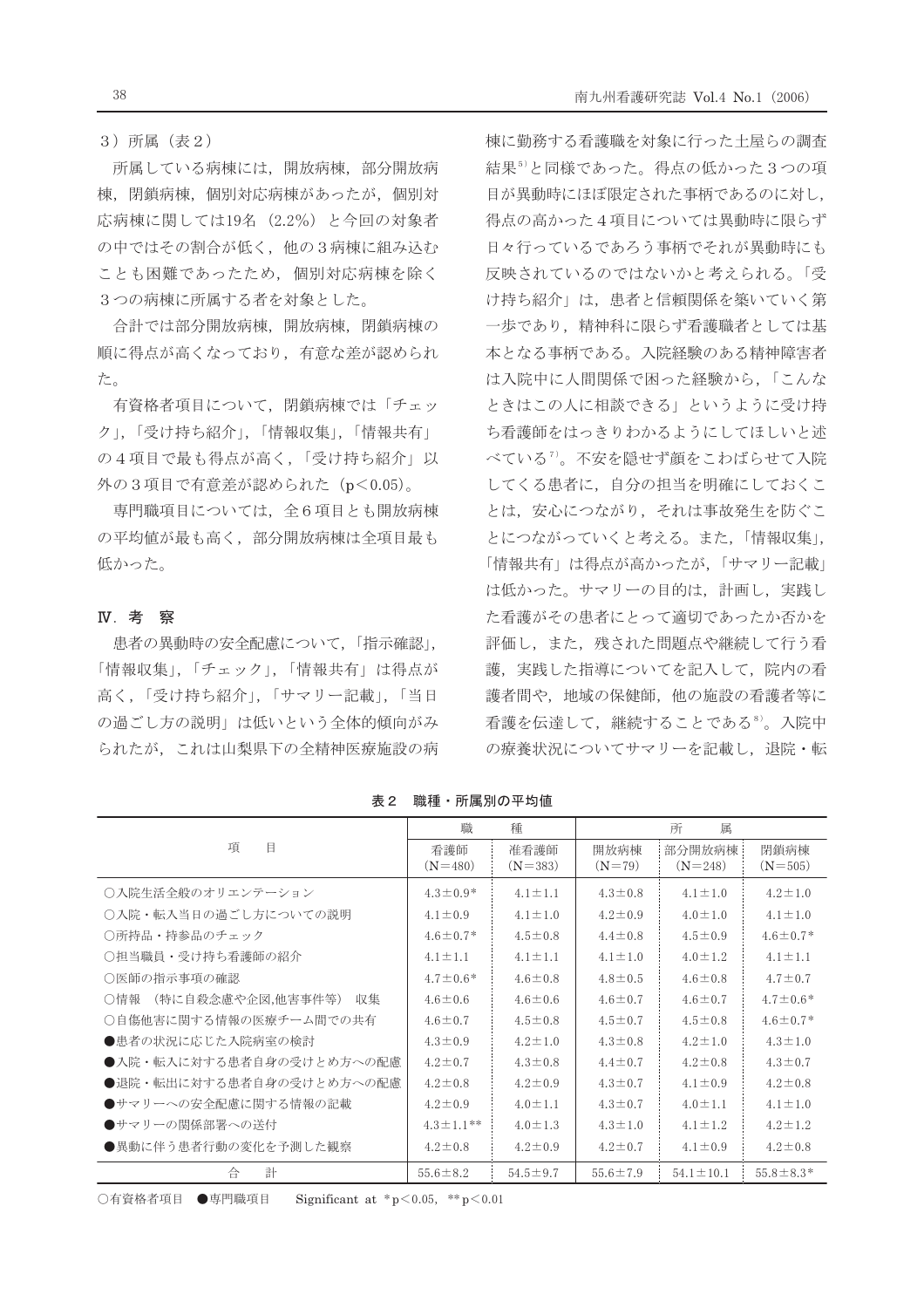3）所属（表２）

所属している病棟には，開放病棟，部分開放病棟，閉鎖病棟，個別対応病棟があったが，個別対応病棟に関しては19名（2.2%）と今回の対象者の中ではその割合が低く，他の３病棟に組み込むことも困難であったため，個別対応病棟を除く３つの病棟に所属する者を対象とした。

合計では部分開放病棟，開放病棟，閉鎖病棟の順に得点が高くなっており，有意な差が認められた。

有資格者項目について，閉鎖病棟では「チェック」，「受け持ち紹介」，「情報収集」，「情報共有」の４項目で最も得点が高く，「受け持ち紹介」以外の３項目で有意差が認められた（$p < 0.05$）。

専門職項目については，全６項目とも開放病棟の平均値が最も高く，部分開放病棟は全項目最も低かった。

## Ⅳ．考　察

患者の異動時の安全配慮について，「指示確認」，「情報収集」，「チェック」，「情報共有」は得点が高く，「受け持ち紹介」，「サマリー記載」，「当日の過ごし方の説明」は低いという全体的傾向がみられたが，これは山梨県下の全精神医療施設の病棟に勤務する看護職を対象に行った土屋らの調査結果[5]と同様であった。得点の低かった３つの項目が異動時にほぼ限定された事柄であるのに対し，得点の高かった４項目については異動時に限らず日々行っているであろう事柄でそれが異動時にも反映されているのではないかと考えられる。「受け持ち紹介」は，患者と信頼関係を築いていく第一歩であり，精神科に限らず看護職者としては基本となる事柄である。入院経験のある精神障害者は入院中に人間関係で困った経験から，「こんなときはこの人に相談できる」というように受け持ち看護師をはっきりわかるようにしてほしいと述べている[7]。不安を隠せず顔をこわばらせて入院してくる患者に，自分の担当を明確にしておくことは，安心につながり，それは事故発生を防ぐことにつながっていくと考える。また，「情報収集」，「情報共有」は得点が高かったが，「サマリー記載」は低かった。サマリーの目的は，計画し，実践した看護がその患者にとって適切であったか否かを評価し，また，残された問題点や継続して行う看護，実践した指導についてを記入して，院内の看護者間や，地域の保健師，他の施設の看護者等に看護を伝達して，継続することである[8]。入院中の療養状況についてサマリーを記載し，退院・転

表２　職種・所属別の平均値

| 項　目 | 職種 | | 所属 | | |
|---|---|---|---|---|---|
| | 看護師<br>(N=480) | 准看護師<br>(N=383) | 開放病棟<br>(N=79) | 部分開放病棟<br>(N=248) | 閉鎖病棟<br>(N=505) |
| ○入院生活全般のオリエンテーション | 4.3±0.9* | 4.1±1.1 | 4.3±0.8 | 4.1±1.0 | 4.2±1.0 |
| ○入院・転入当日の過ごし方についての説明 | 4.1±0.9 | 4.1±1.0 | 4.2±0.9 | 4.0±1.0 | 4.1±1.0 |
| ○所持品・持参品のチェック | 4.6±0.7* | 4.5±0.8 | 4.4±0.8 | 4.5±0.9 | 4.6±0.7* |
| ○担当職員・受け持ち看護師の紹介 | 4.1±1.1 | 4.1±1.1 | 4.1±1.0 | 4.0±1.2 | 4.1±1.1 |
| ○医師の指示事項の確認 | 4.7±0.6* | 4.6±0.8 | 4.8±0.5 | 4.6±0.8 | 4.7±0.7 |
| ○情報（特に自殺念慮や企図,他害事件等）収集 | 4.6±0.6 | 4.6±0.6 | 4.6±0.7 | 4.6±0.7 | 4.7±0.6* |
| ○自傷他害に関する情報の医療チーム間での共有 | 4.6±0.7 | 4.5±0.8 | 4.5±0.7 | 4.5±0.8 | 4.6±0.7* |
| ●患者の状況に応じた入院病室の検討 | 4.3±0.9 | 4.2±1.0 | 4.3±0.8 | 4.2±1.0 | 4.3±1.0 |
| ●入院・転入に対する患者自身の受けとめ方への配慮 | 4.2±0.7 | 4.3±0.8 | 4.4±0.7 | 4.2±0.8 | 4.3±0.7 |
| ●退院・転出に対する患者自身の受けとめ方への配慮 | 4.2±0.8 | 4.2±0.9 | 4.3±0.7 | 4.1±0.9 | 4.2±0.8 |
| ●サマリーへの安全配慮に関する情報の記載 | 4.2±0.9 | 4.0±1.1 | 4.3±0.7 | 4.0±1.1 | 4.1±1.0 |
| ●サマリーの関係部署への送付 | 4.3±1.1** | 4.0±1.3 | 4.3±1.0 | 4.1±1.2 | 4.2±1.2 |
| ●異動に伴う患者行動の変化を予測した観察 | 4.2±0.8 | 4.2±0.9 | 4.2±0.7 | 4.1±0.9 | 4.2±0.8 |
| 合　計 | 55.6±8.2 | 54.5±9.7 | 55.6±7.9 | 54.1±10.1 | 55.8±8.3* |

○有資格者項目　●専門職項目　　Significant at $*p < 0.05$, $**p < 0.01$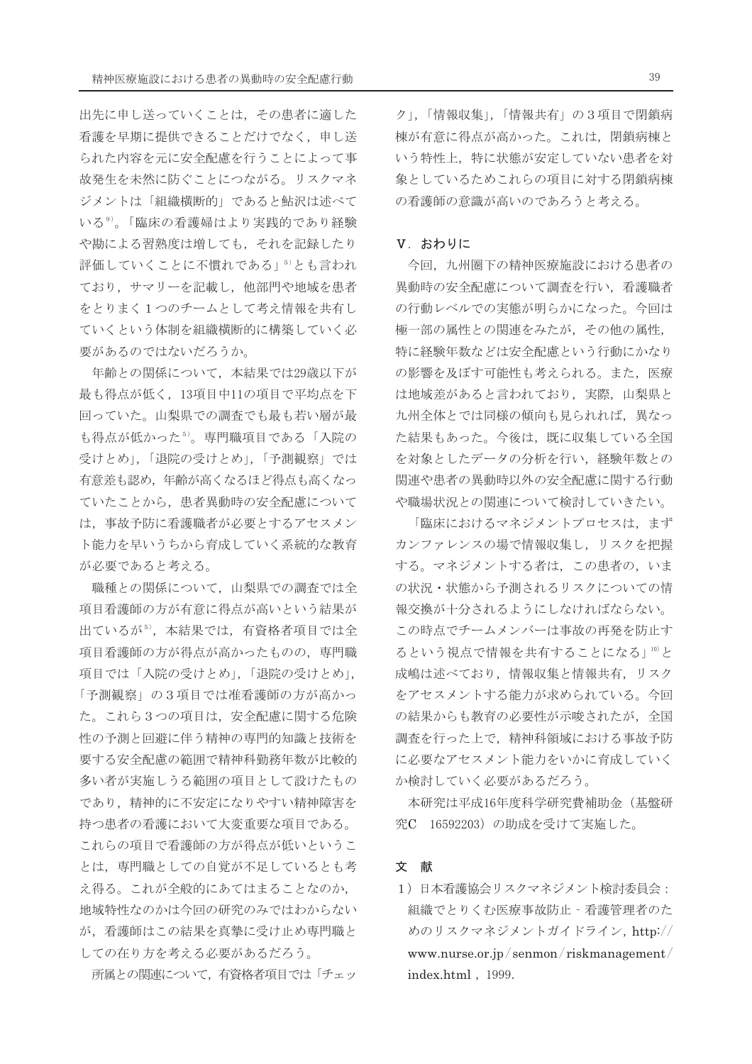出先に申し送っていくことは，その患者に適した看護を早期に提供できることだけでなく，申し送られた内容を元に安全配慮を行うことによって事故発生を未然に防ぐことにつながる。リスクマネジメントは「組織横断的」であると鮎沢は述べている[9]。「臨床の看護婦はより実践的であり経験や勘による習熟度は増しても，それを記録したり評価していくことに不慣れである」[5]とも言われており，サマリーを記載し，他部門や地域を患者をとりまく1つのチームとして考え情報を共有していくという体制を組織横断的に構築していく必要があるのではないだろうか。

年齢との関係について，本結果では29歳以下が最も得点が低く，13項目中11の項目で平均点を下回っていた。山梨県での調査でも最も若い層が最も得点が低かった[5]。専門職項目である「入院の受けとめ」，「退院の受けとめ」，「予測観察」では有意差も認め，年齢が高くなるほど得点も高くなっていたことから，患者異動時の安全配慮については，事故予防に看護職者が必要とするアセスメント能力を早いうちから育成していく系統的な教育が必要であると考える。

職種との関係について，山梨県での調査では全項目看護師の方が有意に得点が高いという結果が出ているが[5]，本結果では，有資格者項目では全項目看護師の方が得点が高かったものの，専門職項目では「入院の受けとめ」，「退院の受けとめ」，「予測観察」の3項目では准看護師の方が高かった。これら3つの項目は，安全配慮に関する危険性の予測と回避に伴う精神の専門的知識と技術を要する安全配慮の範囲で精神科勤務年数が比較的多い者が実施しうる範囲の項目として設けたものであり，精神的に不安定になりやすい精神障害を持つ患者の看護において大変重要な項目である。これらの項目で看護師の方が得点が低いということは，専門職としての自覚が不足しているとも考え得る。これが全般的にあてはまることなのか，地域特性なのかは今回の研究のみではわからないが，看護師はこの結果を真摯に受け止め専門職としての在り方を考える必要があるだろう。

所属との関連について，有資格者項目では「チェック」，「情報収集」，「情報共有」の3項目で閉鎖病棟が有意に得点が高かった。これは，閉鎖病棟という特性上，特に状態が安定していない患者を対象としているためこれらの項目に対する閉鎖病棟の看護師の意識が高いのであろうと考える。

## Ⅴ．おわりに

今回，九州圏下の精神医療施設における患者の異動時の安全配慮について調査を行い，看護職者の行動レベルでの実態が明らかになった。今回は極一部の属性との関連をみたが，その他の属性，特に経験年数などは安全配慮という行動にかなりの影響を及ぼす可能性も考えられる。また，医療は地域差があると言われており，実際，山梨県と九州全体とでは同様の傾向も見られれば，異なった結果もあった。今後は，既に収集している全国を対象としたデータの分析を行い，経験年数との関連や患者の異動時以外の安全配慮に関する行動や職場状況との関連について検討していきたい。

「臨床におけるマネジメントプロセスは，まずカンファレンスの場で情報収集し，リスクを把握する。マネジメントする者は，この患者の，いまの状況・状態から予測されるリスクについての情報交換が十分されるようにしなければならない。この時点でチームメンバーは事故の再発を防止するという視点で情報を共有することになる」[10]と成嶋は述べており，情報収集と情報共有，リスクをアセスメントする能力が求められている。今回の結果からも教育の必要性が示唆されたが，全国調査を行った上で，精神科領域における事故予防に必要なアセスメント能力をいかに育成していくか検討していく必要があるだろう。

本研究は平成16年度科学研究費補助金（基盤研究C　16592203）の助成を受けて実施した。

## 文　献

1）日本看護協会リスクマネジメント検討委員会：組織でとりくむ医療事故防止 - 看護管理者のためのリスクマネジメントガイドライン，http://www.nurse.or.jp/senmon/riskmanagement/index.html，1999.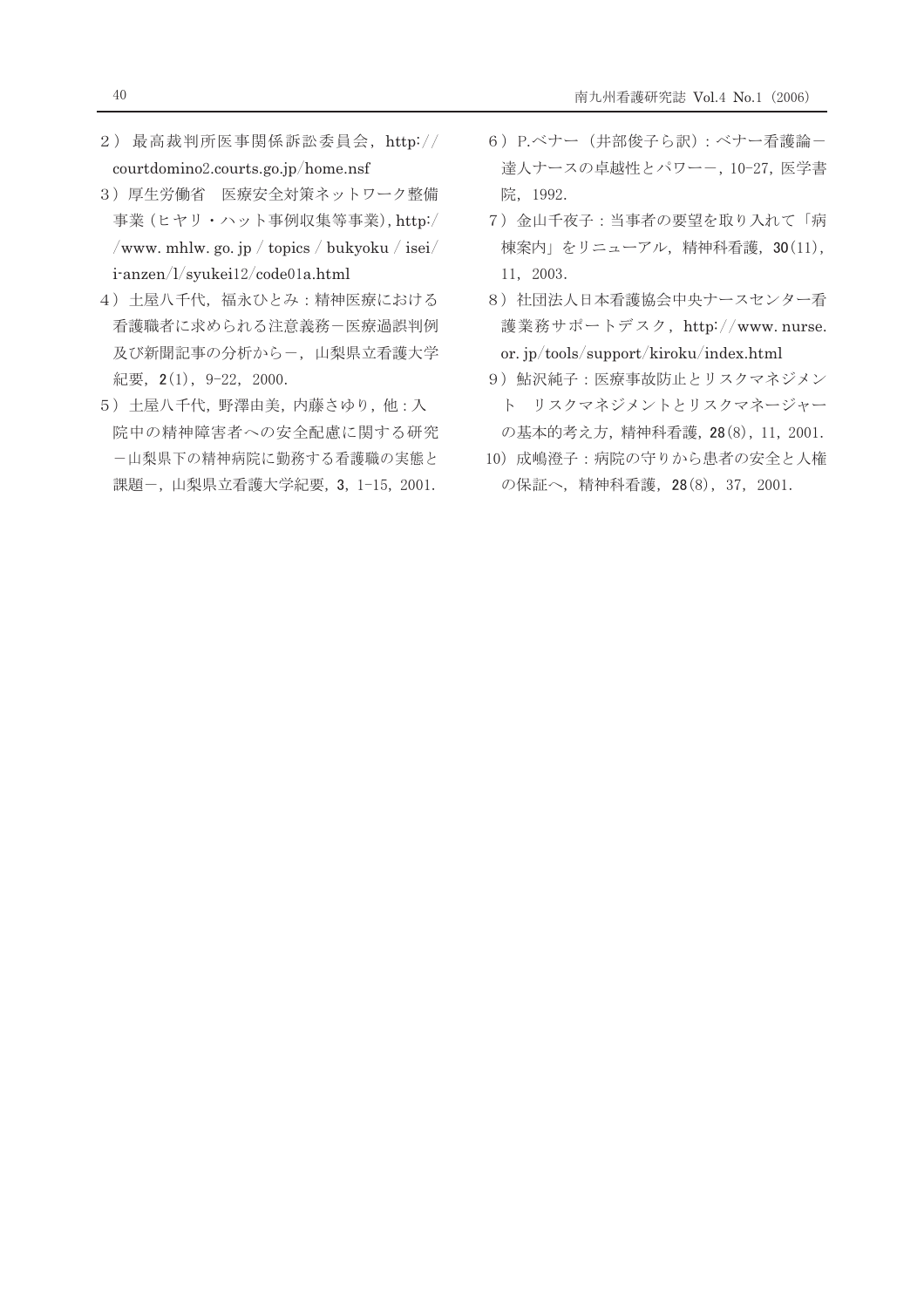2） 最高裁判所医事関係訴訟委員会，http://courtdomino2.courts.go.jp/home.nsf

3）厚生労働省　医療安全対策ネットワーク整備事業（ヒヤリ・ハット事例収集等事業），http://www. mhlw. go. jp / topics / bukyoku / isei/ i-anzen/1/syukei12/code01a.html

4）土屋八千代，福永ひとみ：精神医療における看護職者に求められる注意義務－医療過誤判例及び新聞記事の分析から－，山梨県立看護大学紀要，**2**(1)，9-22，2000.

5）土屋八千代，野澤由美，内藤さゆり，他：入院中の精神障害者への安全配慮に関する研究－山梨県下の精神病院に勤務する看護職の実態と課題－，山梨県立看護大学紀要，**3**，1-15，2001.

6）P.ベナー（井部俊子ら訳）：ベナー看護論－達人ナースの卓越性とパワー－，10-27，医学書院，1992.

7）金山千夜子：当事者の要望を取り入れて「病棟案内」をリニューアル，精神科看護，**30**(11)，11，2003.

8）社団法人日本看護協会中央ナースセンター看護業務サポートデスク，http://www. nurse. or. jp/tools/support/kiroku/index.html

9）鮎沢純子：医療事故防止とリスクマネジメント　リスクマネジメントとリスクマネージャーの基本的考え方，精神科看護，**28**(8)，11，2001.

10）成嶋澄子：病院の守りから患者の安全と人権の保証へ，精神科看護，**28**(8)，37，2001.